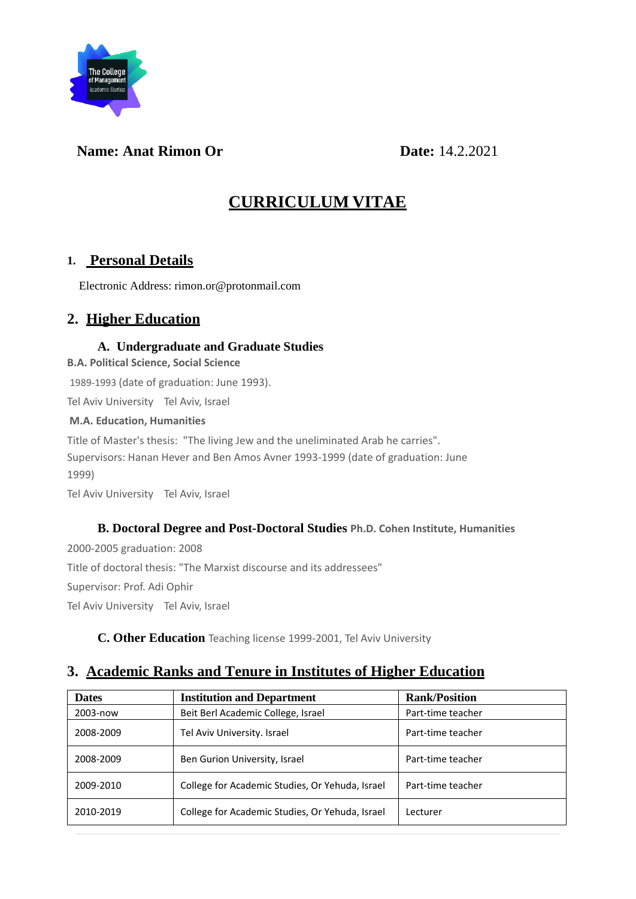**Name: Anat Rimon Or** **Date:** 14.2.2021

# CURRICULUM VITAE

## 1. Personal Details

Electronic Address: rimon.or@protonmail.com

## 2. Higher Education

### A. Undergraduate and Graduate Studies

**B.A. Political Science, Social Science**

1989-1993 (date of graduation: June 1993).

Tel Aviv University Tel Aviv, Israel

**M.A. Education, Humanities**

Title of Master's thesis: "The living Jew and the uneliminated Arab he carries".
Supervisors: Hanan Hever and Ben Amos Avner 1993-1999 (date of graduation: June 1999)

Tel Aviv University Tel Aviv, Israel

### B. Doctoral Degree and Post-Doctoral Studies **Ph.D. Cohen Institute, Humanities**

2000-2005 graduation: 2008

Title of doctoral thesis: "The Marxist discourse and its addressees"

Supervisor: Prof. Adi Ophir

Tel Aviv University Tel Aviv, Israel

### C. Other Education Teaching license 1999-2001, Tel Aviv University

## 3. Academic Ranks and Tenure in Institutes of Higher Education

| Dates | Institution and Department | Rank/Position |
|---|---|---|
| 2003-now | Beit Berl Academic College, Israel | Part-time teacher |
| 2008-2009 | Tel Aviv University. Israel | Part-time teacher |
| 2008-2009 | Ben Gurion University, Israel | Part-time teacher |
| 2009-2010 | College for Academic Studies, Or Yehuda, Israel | Part-time teacher |
| 2010-2019 | College for Academic Studies, Or Yehuda, Israel | Lecturer |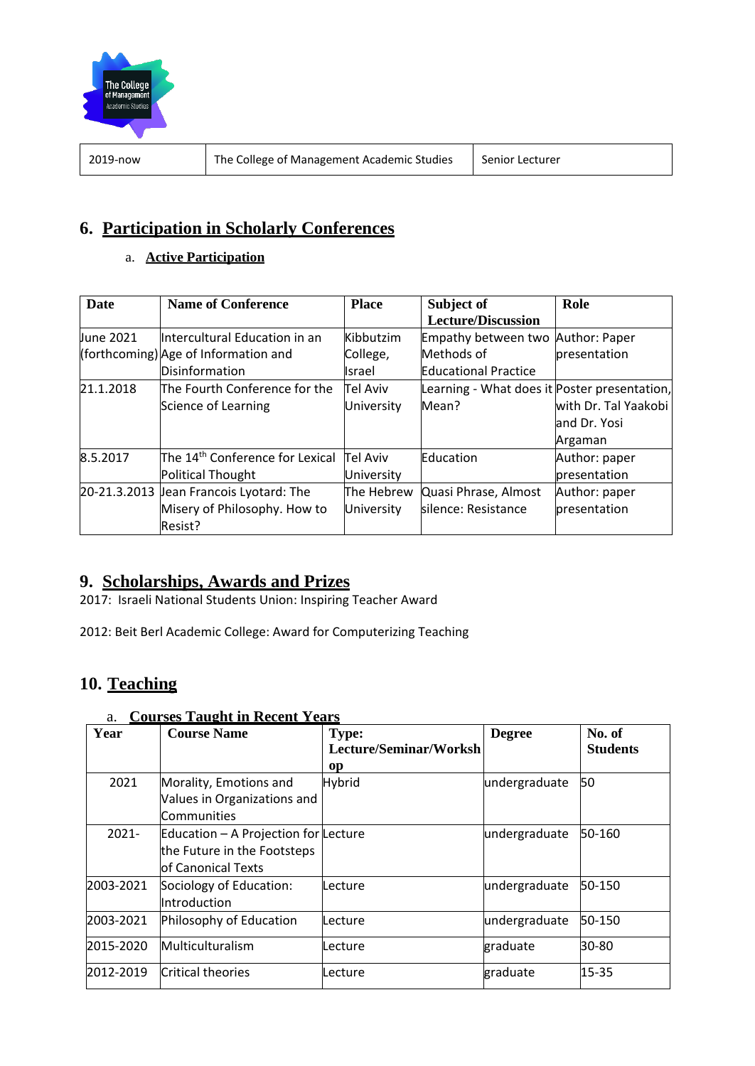| 2019-now | The College of Management Academic Studies | Senior Lecturer |
|---|---|---|

## 6. Participation in Scholarly Conferences

### a. Active Participation

| Date | Name of Conference | Place | Subject of Lecture/Discussion | Role |
|---|---|---|---|---|
| June 2021 (forthcoming) | Intercultural Education in an Age of Information and Disinformation | Kibbutzim College, Israel | Empathy between two Methods of Educational Practice | Author: Paper presentation |
| 21.1.2018 | The Fourth Conference for the Science of Learning | Tel Aviv University | Learning - What does it Mean? | Poster presentation, with Dr. Tal Yaakobi and Dr. Yosi Argaman |
| 8.5.2017 | The 14th Conference for Lexical Political Thought | Tel Aviv University | Education | Author: paper presentation |
| 20-21.3.2013 | Jean Francois Lyotard: The Misery of Philosophy. How to Resist? | The Hebrew University | Quasi Phrase, Almost silence: Resistance | Author: paper presentation |

## 9. Scholarships, Awards and Prizes

2017: Israeli National Students Union: Inspiring Teacher Award

2012: Beit Berl Academic College: Award for Computerizing Teaching

## 10. Teaching

### a. Courses Taught in Recent Years

| Year | Course Name | Type: Lecture/Seminar/Workshop | Degree | No. of Students |
|---|---|---|---|---|
| 2021 | Morality, Emotions and Values in Organizations and Communities | Hybrid | undergraduate | 50 |
| 2021- | Education – A Projection for the Future in the Footsteps of Canonical Texts | Lecture | undergraduate | 50-160 |
| 2003-2021 | Sociology of Education: Introduction | Lecture | undergraduate | 50-150 |
| 2003-2021 | Philosophy of Education | Lecture | undergraduate | 50-150 |
| 2015-2020 | Multiculturalism | Lecture | graduate | 30-80 |
| 2012-2019 | Critical theories | Lecture | graduate | 15-35 |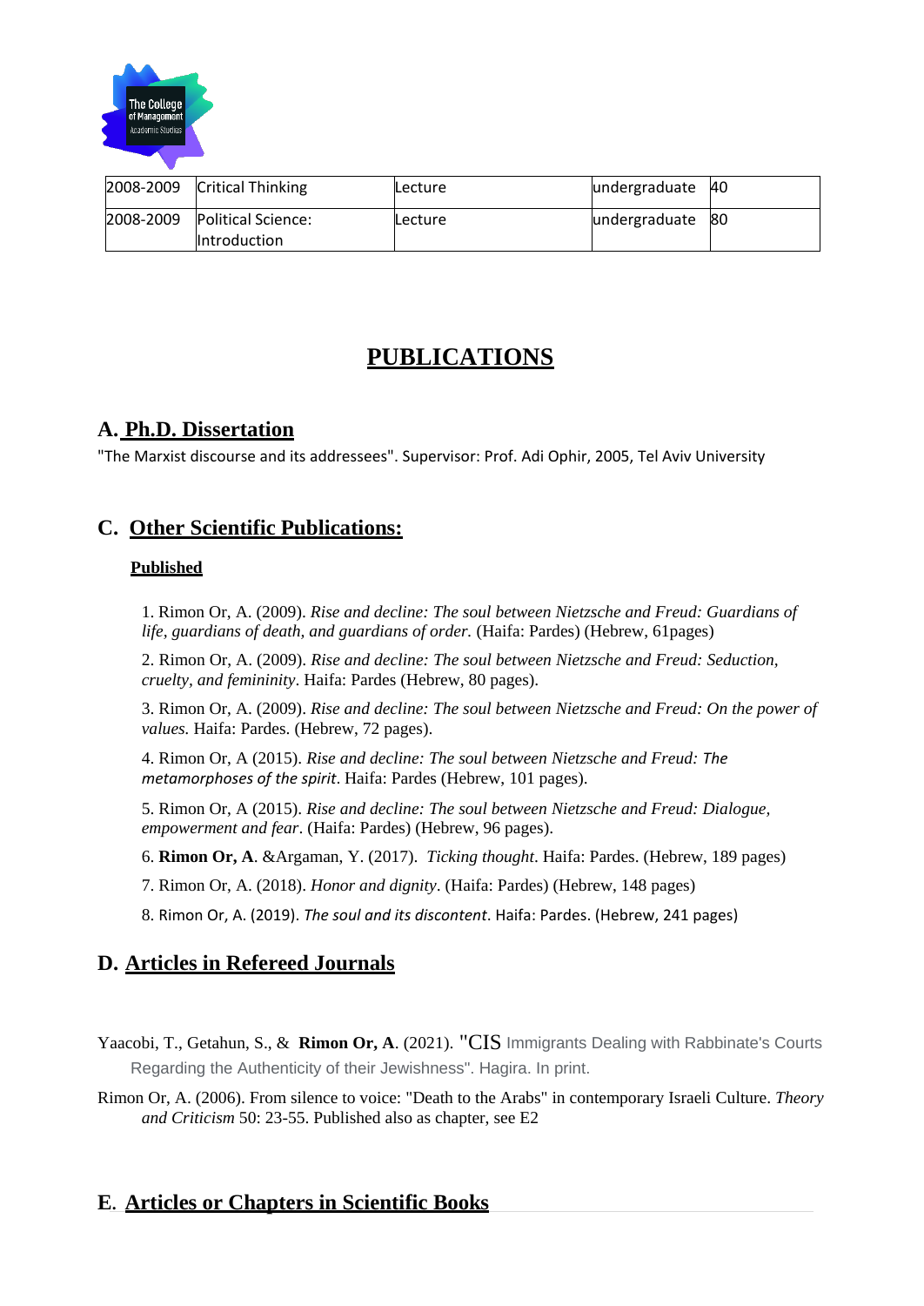| 2008-2009 | Critical Thinking | Lecture | undergraduate | 40 |
|---|---|---|---|---|
| 2008-2009 | Political Science: Introduction | Lecture | undergraduate | 80 |

# PUBLICATIONS

## A. Ph.D. Dissertation

"The Marxist discourse and its addressees". Supervisor: Prof. Adi Ophir, 2005, Tel Aviv University

## C. Other Scientific Publications:

**Published**

1. Rimon Or, A. (2009). *Rise and decline: The soul between Nietzsche and Freud: Guardians of life, guardians of death, and guardians of order.* (Haifa: Pardes) (Hebrew, 61pages)

2. Rimon Or, A. (2009). *Rise and decline: The soul between Nietzsche and Freud: Seduction, cruelty, and femininity*. Haifa: Pardes (Hebrew, 80 pages).

3. Rimon Or, A. (2009). *Rise and decline: The soul between Nietzsche and Freud: On the power of values.* Haifa: Pardes. (Hebrew, 72 pages).

4. Rimon Or, A (2015). *Rise and decline: The soul between Nietzsche and Freud: The metamorphoses of the spirit*. Haifa: Pardes (Hebrew, 101 pages).

5. Rimon Or, A (2015). *Rise and decline: The soul between Nietzsche and Freud: Dialogue, empowerment and fear*. (Haifa: Pardes) (Hebrew, 96 pages).

6. **Rimon Or, A**. &Argaman, Y. (2017). *Ticking thought*. Haifa: Pardes. (Hebrew, 189 pages)

7. Rimon Or, A. (2018). *Honor and dignity*. (Haifa: Pardes) (Hebrew, 148 pages)

8. Rimon Or, A. (2019). *The soul and its discontent*. Haifa: Pardes. (Hebrew, 241 pages)

## D. Articles in Refereed Journals

Yaacobi, T., Getahun, S., & **Rimon Or, A**. (2021). "CIS Immigrants Dealing with Rabbinate's Courts Regarding the Authenticity of their Jewishness". Hagira. In print.

Rimon Or, A. (2006). From silence to voice: "Death to the Arabs" in contemporary Israeli Culture. *Theory and Criticism* 50: 23-55. Published also as chapter, see E2

## E. Articles or Chapters in Scientific Books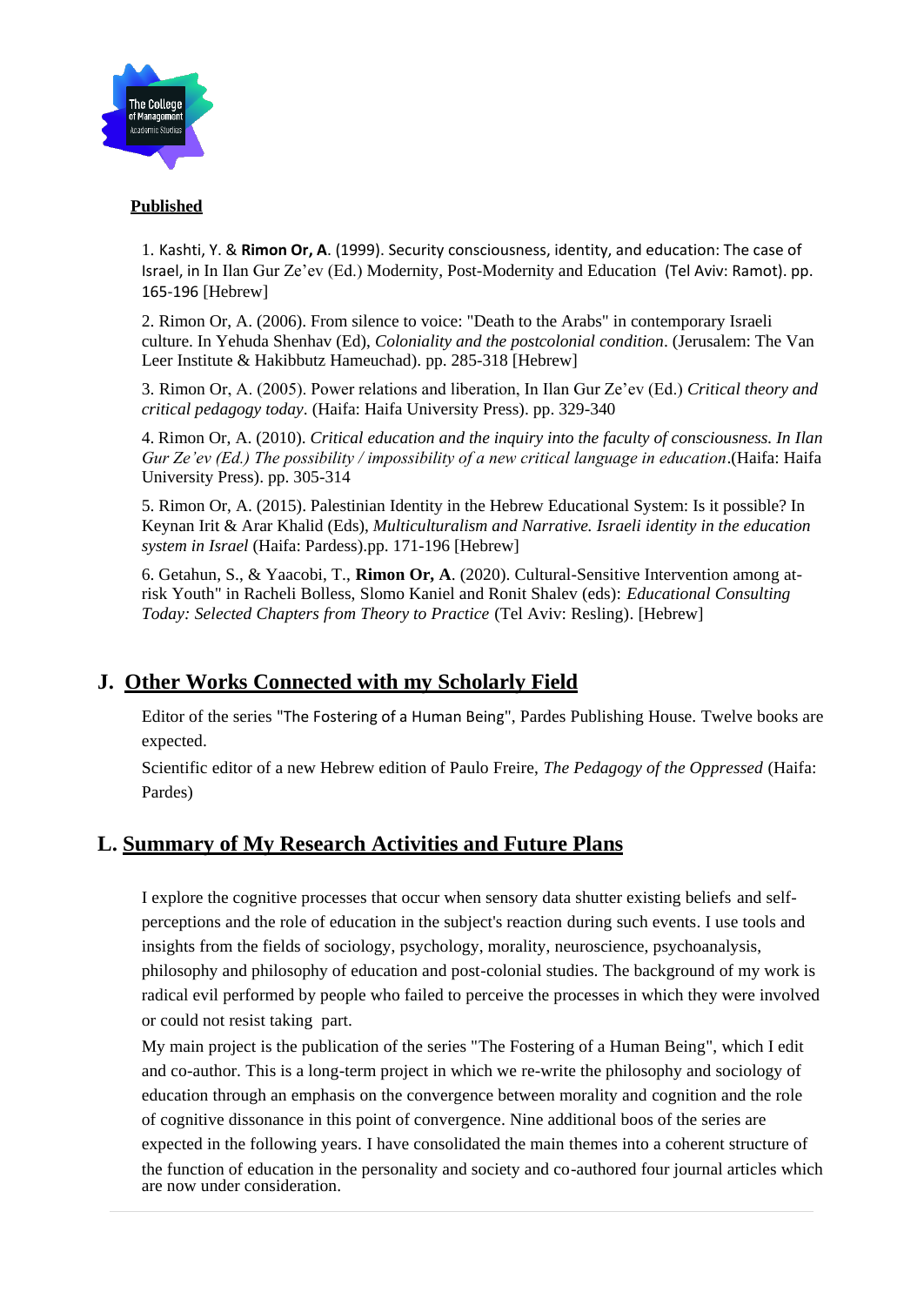**Published**

1. Kashti, Y. & **Rimon Or, A**. (1999). Security consciousness, identity, and education: The case of Israel, in In Ilan Gur Ze'ev (Ed.) Modernity, Post-Modernity and Education (Tel Aviv: Ramot). pp. 165-196 [Hebrew]

2. Rimon Or, A. (2006). From silence to voice: "Death to the Arabs" in contemporary Israeli culture. In Yehuda Shenhav (Ed), *Coloniality and the postcolonial condition*. (Jerusalem: The Van Leer Institute & Hakibbutz Hameuchad). pp. 285-318 [Hebrew]

3. Rimon Or, A. (2005). Power relations and liberation, In Ilan Gur Ze'ev (Ed.) *Critical theory and critical pedagogy today*. (Haifa: Haifa University Press). pp. 329-340

4. Rimon Or, A. (2010). *Critical education and the inquiry into the faculty of consciousness. In Ilan Gur Ze'ev (Ed.) The possibility / impossibility of a new critical language in education*.(Haifa: Haifa University Press). pp. 305-314

5. Rimon Or, A. (2015). Palestinian Identity in the Hebrew Educational System: Is it possible? In Keynan Irit & Arar Khalid (Eds), *Multiculturalism and Narrative. Israeli identity in the education system in Israel* (Haifa: Pardess).pp. 171-196 [Hebrew]

6. Getahun, S., & Yaacobi, T., **Rimon Or, A**. (2020). Cultural-Sensitive Intervention among at-risk Youth" in Racheli Bolless, Slomo Kaniel and Ronit Shalev (eds): *Educational Consulting Today: Selected Chapters from Theory to Practice* (Tel Aviv: Resling). [Hebrew]

## J. Other Works Connected with my Scholarly Field

Editor of the series "The Fostering of a Human Being", Pardes Publishing House. Twelve books are expected.

Scientific editor of a new Hebrew edition of Paulo Freire, *The Pedagogy of the Oppressed* (Haifa: Pardes)

## L. Summary of My Research Activities and Future Plans

I explore the cognitive processes that occur when sensory data shutter existing beliefs and self-perceptions and the role of education in the subject's reaction during such events. I use tools and insights from the fields of sociology, psychology, morality, neuroscience, psychoanalysis, philosophy and philosophy of education and post-colonial studies. The background of my work is radical evil performed by people who failed to perceive the processes in which they were involved or could not resist taking part.

My main project is the publication of the series "The Fostering of a Human Being", which I edit and co-author. This is a long-term project in which we re-write the philosophy and sociology of education through an emphasis on the convergence between morality and cognition and the role of cognitive dissonance in this point of convergence. Nine additional boos of the series are expected in the following years. I have consolidated the main themes into a coherent structure of the function of education in the personality and society and co-authored four journal articles which are now under consideration.